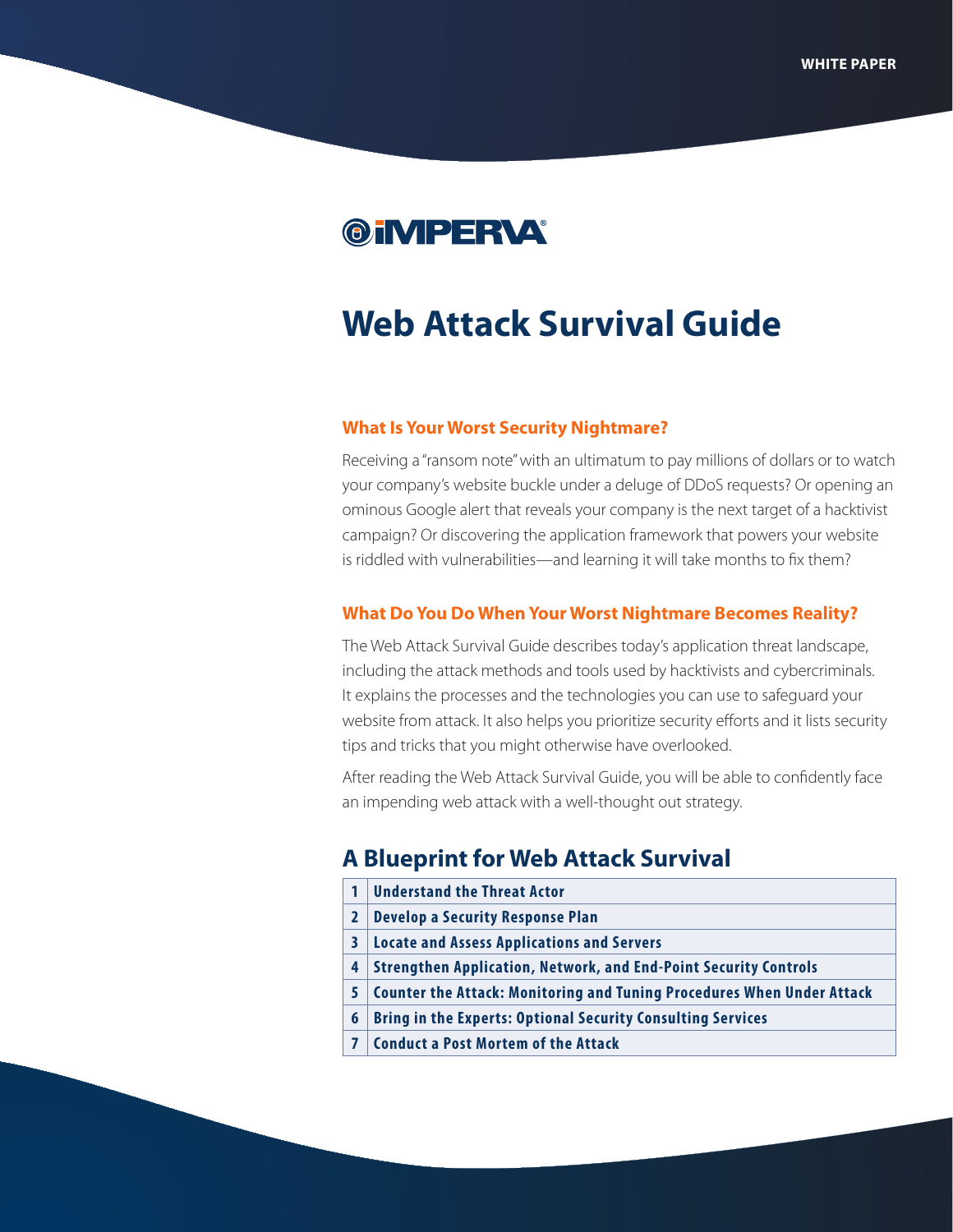WHITE PAPER

IMPERVA

# Web Attack Survival Guide

### What Is Your Worst Security Nightmare?

Receiving a "ransom note" with an ultimatum to pay millions of dollars or to watch your company's website buckle under a deluge of DDoS requests? Or opening an ominous Google alert that reveals your company is the next target of a hacktivist campaign? Or discovering the application framework that powers your website is riddled with vulnerabilities—and learning it will take months to fix them?

### What Do You Do When Your Worst Nightmare Becomes Reality?

The Web Attack Survival Guide describes today's application threat landscape, including the attack methods and tools used by hacktivists and cybercriminals. It explains the processes and the technologies you can use to safeguard your website from attack. It also helps you prioritize security efforts and it lists security tips and tricks that you might otherwise have overlooked.

After reading the Web Attack Survival Guide, you will be able to confidently face an impending web attack with a well-thought out strategy.

## A Blueprint for Web Attack Survival

| | |
|---|---|
| 1 | Understand the Threat Actor |
| 2 | Develop a Security Response Plan |
| 3 | Locate and Assess Applications and Servers |
| 4 | Strengthen Application, Network, and End-Point Security Controls |
| 5 | Counter the Attack: Monitoring and Tuning Procedures When Under Attack |
| 6 | Bring in the Experts: Optional Security Consulting Services |
| 7 | Conduct a Post Mortem of the Attack |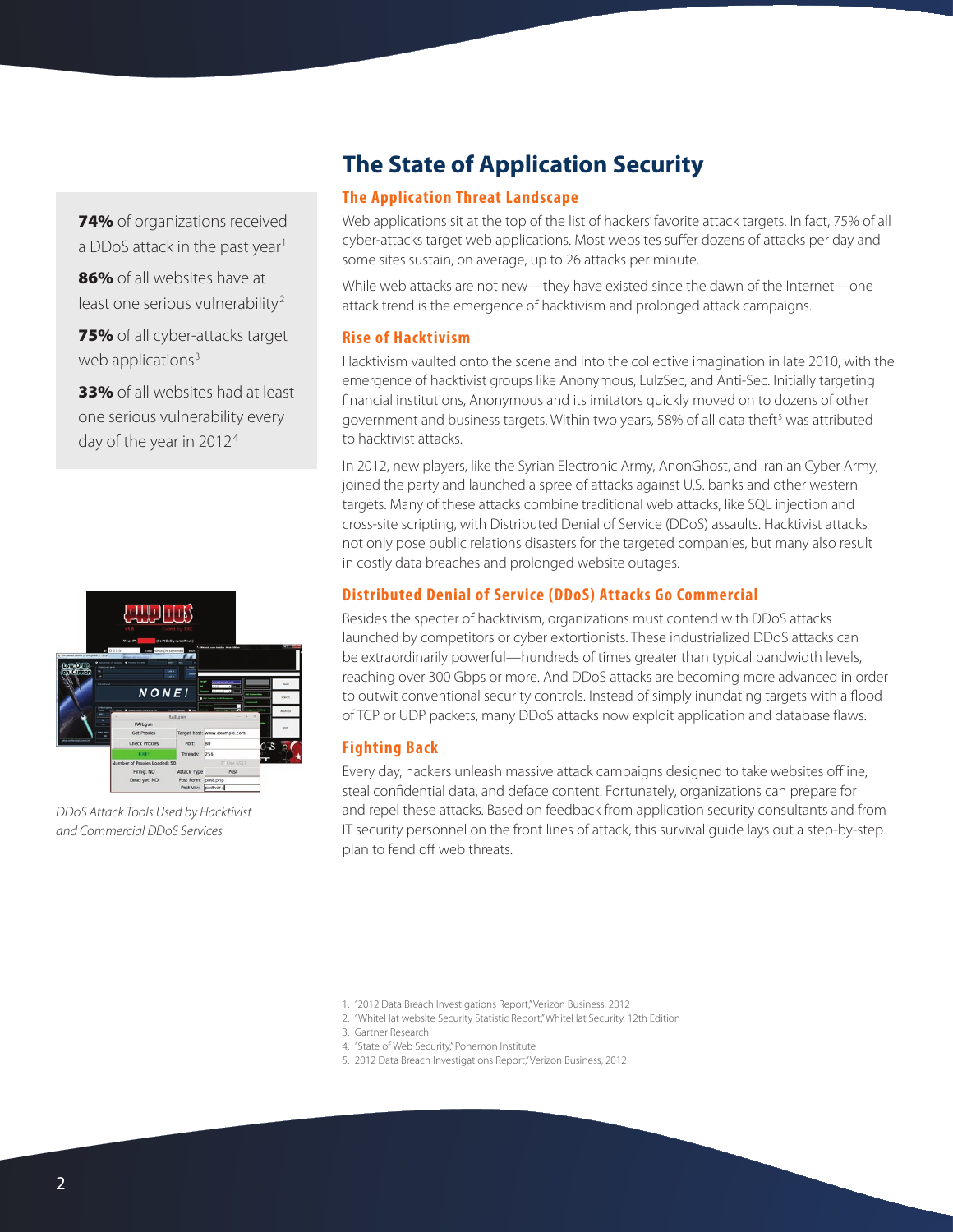# The State of Application Security

**74%** of organizations received a DDoS attack in the past year[1]

**86%** of all websites have at least one serious vulnerability[2]

**75%** of all cyber-attacks target web applications[3]

**33%** of all websites had at least one serious vulnerability every day of the year in 2012[4]

## The Application Threat Landscape

Web applications sit at the top of the list of hackers' favorite attack targets. In fact, 75% of all cyber-attacks target web applications. Most websites suffer dozens of attacks per day and some sites sustain, on average, up to 26 attacks per minute.

While web attacks are not new—they have existed since the dawn of the Internet—one attack trend is the emergence of hacktivism and prolonged attack campaigns.

## Rise of Hacktivism

Hacktivism vaulted onto the scene and into the collective imagination in late 2010, with the emergence of hacktivist groups like Anonymous, LulzSec, and Anti-Sec. Initially targeting financial institutions, Anonymous and its imitators quickly moved on to dozens of other government and business targets. Within two years, 58% of all data theft[5] was attributed to hacktivist attacks.

In 2012, new players, like the Syrian Electronic Army, AnonGhost, and Iranian Cyber Army, joined the party and launched a spree of attacks against U.S. banks and other western targets. Many of these attacks combine traditional web attacks, like SQL injection and cross-site scripting, with Distributed Denial of Service (DDoS) assaults. Hacktivist attacks not only pose public relations disasters for the targeted companies, but many also result in costly data breaches and prolonged website outages.

## Distributed Denial of Service (DDoS) Attacks Go Commercial

Besides the specter of hacktivism, organizations must contend with DDoS attacks launched by competitors or cyber extortionists. These industrialized DDoS attacks can be extraordinarily powerful—hundreds of times greater than typical bandwidth levels, reaching over 300 Gbps or more. And DDoS attacks are becoming more advanced in order to outwit conventional security controls. Instead of simply inundating targets with a flood of TCP or UDP packets, many DDoS attacks now exploit application and database flaws.

*DDoS Attack Tools Used by Hacktivist and Commercial DDoS Services*

## Fighting Back

Every day, hackers unleash massive attack campaigns designed to take websites offline, steal confidential data, and deface content. Fortunately, organizations can prepare for and repel these attacks. Based on feedback from application security consultants and from IT security personnel on the front lines of attack, this survival guide lays out a step-by-step plan to fend off web threats.

1. "2012 Data Breach Investigations Report," Verizon Business, 2012
2. "WhiteHat website Security Statistic Report," WhiteHat Security, 12th Edition
3. Gartner Research
4. "State of Web Security," Ponemon Institute
5. 2012 Data Breach Investigations Report," Verizon Business, 2012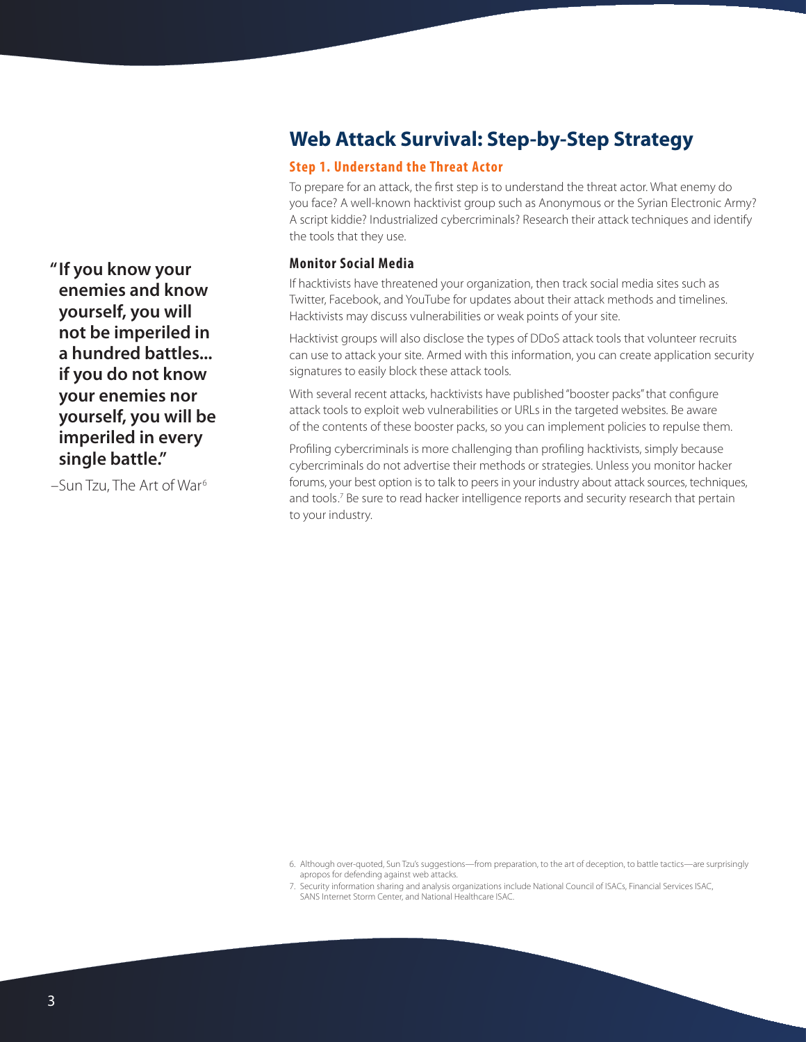> **"If you know your enemies and know yourself, you will not be imperiled in a hundred battles... if you do not know your enemies nor yourself, you will be imperiled in every single battle."**
>
> –Sun Tzu, The Art of War[6]

## Web Attack Survival: Step-by-Step Strategy

### Step 1. Understand the Threat Actor

To prepare for an attack, the first step is to understand the threat actor. What enemy do you face? A well-known hacktivist group such as Anonymous or the Syrian Electronic Army? A script kiddie? Industrialized cybercriminals? Research their attack techniques and identify the tools that they use.

#### Monitor Social Media

If hacktivists have threatened your organization, then track social media sites such as Twitter, Facebook, and YouTube for updates about their attack methods and timelines. Hacktivists may discuss vulnerabilities or weak points of your site.

Hacktivist groups will also disclose the types of DDoS attack tools that volunteer recruits can use to attack your site. Armed with this information, you can create application security signatures to easily block these attack tools.

With several recent attacks, hacktivists have published "booster packs" that configure attack tools to exploit web vulnerabilities or URLs in the targeted websites. Be aware of the contents of these booster packs, so you can implement policies to repulse them.

Profiling cybercriminals is more challenging than profiling hacktivists, simply because cybercriminals do not advertise their methods or strategies. Unless you monitor hacker forums, your best option is to talk to peers in your industry about attack sources, techniques, and tools.[7] Be sure to read hacker intelligence reports and security research that pertain to your industry.

---

6. Although over-quoted, Sun Tzu's suggestions—from preparation, to the art of deception, to battle tactics—are surprisingly apropos for defending against web attacks.
7. Security information sharing and analysis organizations include National Council of ISACs, Financial Services ISAC, SANS Internet Storm Center, and National Healthcare ISAC.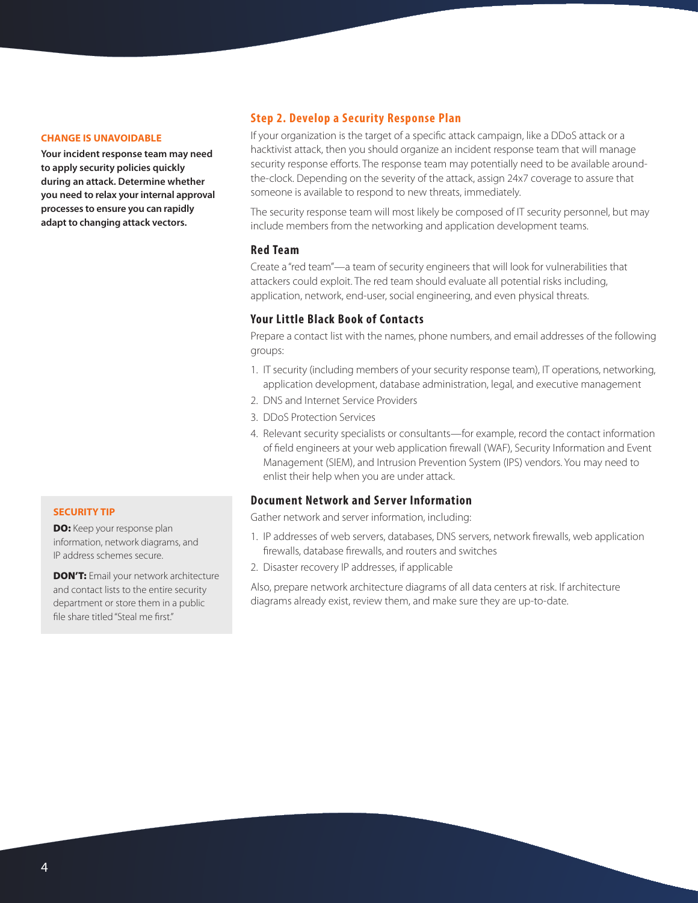**CHANGE IS UNAVOIDABLE**

**Your incident response team may need to apply security policies quickly during an attack. Determine whether you need to relax your internal approval processes to ensure you can rapidly adapt to changing attack vectors.**

## Step 2. Develop a Security Response Plan

If your organization is the target of a specific attack campaign, like a DDoS attack or a hacktivist attack, then you should organize an incident response team that will manage security response efforts. The response team may potentially need to be available around-the-clock. Depending on the severity of the attack, assign 24x7 coverage to assure that someone is available to respond to new threats, immediately.

The security response team will most likely be composed of IT security personnel, but may include members from the networking and application development teams.

### Red Team

Create a "red team"—a team of security engineers that will look for vulnerabilities that attackers could exploit. The red team should evaluate all potential risks including, application, network, end-user, social engineering, and even physical threats.

### Your Little Black Book of Contacts

Prepare a contact list with the names, phone numbers, and email addresses of the following groups:

1. IT security (including members of your security response team), IT operations, networking, application development, database administration, legal, and executive management
2. DNS and Internet Service Providers
3. DDoS Protection Services
4. Relevant security specialists or consultants—for example, record the contact information of field engineers at your web application firewall (WAF), Security Information and Event Management (SIEM), and Intrusion Prevention System (IPS) vendors. You may need to enlist their help when you are under attack.

### Document Network and Server Information

Gather network and server information, including:

1. IP addresses of web servers, databases, DNS servers, network firewalls, web application firewalls, database firewalls, and routers and switches
2. Disaster recovery IP addresses, if applicable

Also, prepare network architecture diagrams of all data centers at risk. If architecture diagrams already exist, review them, and make sure they are up-to-date.

**SECURITY TIP**

**DO:** Keep your response plan information, network diagrams, and IP address schemes secure.

**DON'T:** Email your network architecture and contact lists to the entire security department or store them in a public file share titled "Steal me first."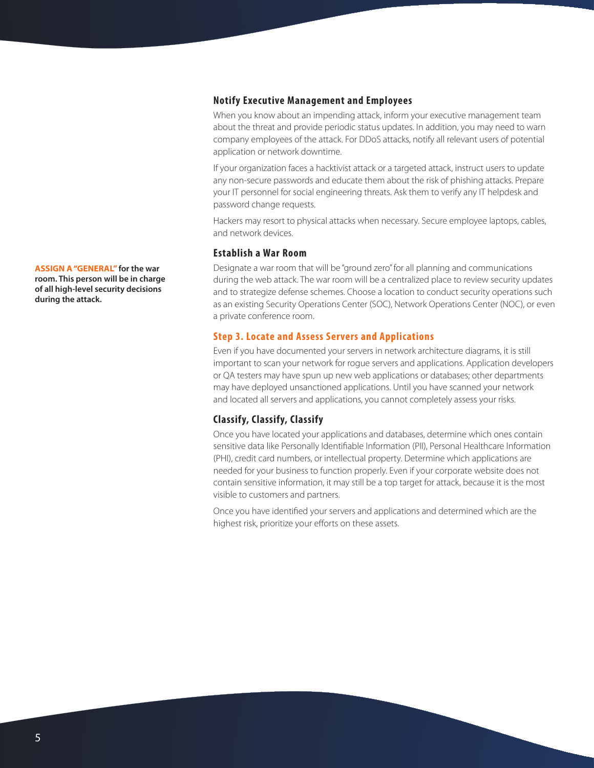### Notify Executive Management and Employees

When you know about an impending attack, inform your executive management team about the threat and provide periodic status updates. In addition, you may need to warn company employees of the attack. For DDoS attacks, notify all relevant users of potential application or network downtime.

If your organization faces a hacktivist attack or a targeted attack, instruct users to update any non-secure passwords and educate them about the risk of phishing attacks. Prepare your IT personnel for social engineering threats. Ask them to verify any IT helpdesk and password change requests.

Hackers may resort to physical attacks when necessary. Secure employee laptops, cables, and network devices.

### Establish a War Room

**ASSIGN A "GENERAL" for the war room. This person will be in charge of all high-level security decisions during the attack.**

Designate a war room that will be "ground zero" for all planning and communications during the web attack. The war room will be a centralized place to review security updates and to strategize defense schemes. Choose a location to conduct security operations such as an existing Security Operations Center (SOC), Network Operations Center (NOC), or even a private conference room.

## Step 3. Locate and Assess Servers and Applications

Even if you have documented your servers in network architecture diagrams, it is still important to scan your network for rogue servers and applications. Application developers or QA testers may have spun up new web applications or databases; other departments may have deployed unsanctioned applications. Until you have scanned your network and located all servers and applications, you cannot completely assess your risks.

### Classify, Classify, Classify

Once you have located your applications and databases, determine which ones contain sensitive data like Personally Identifiable Information (PII), Personal Healthcare Information (PHI), credit card numbers, or intellectual property. Determine which applications are needed for your business to function properly. Even if your corporate website does not contain sensitive information, it may still be a top target for attack, because it is the most visible to customers and partners.

Once you have identified your servers and applications and determined which are the highest risk, prioritize your efforts on these assets.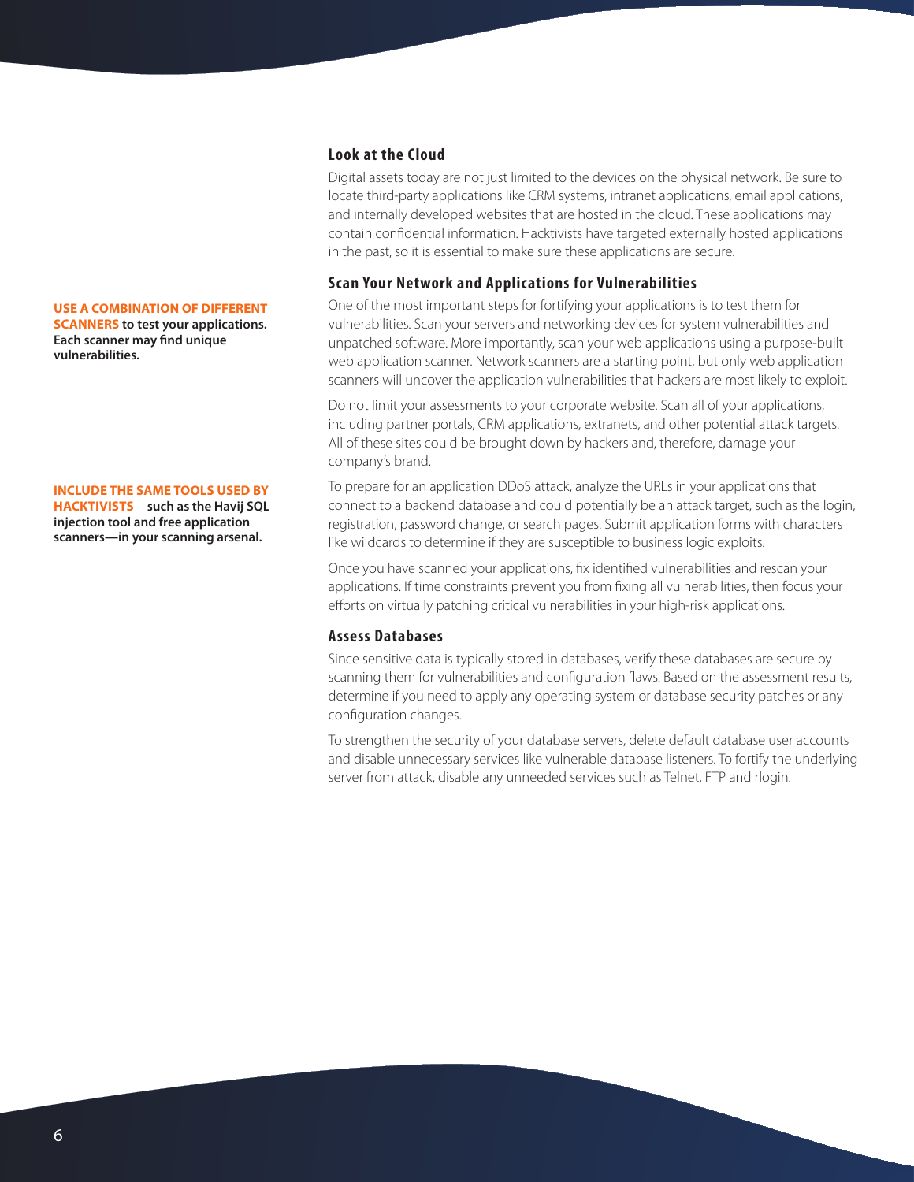**USE A COMBINATION OF DIFFERENT SCANNERS to test your applications. Each scanner may find unique vulnerabilities.**

**INCLUDE THE SAME TOOLS USED BY HACKTIVISTS—such as the Havij SQL injection tool and free application scanners—in your scanning arsenal.**

### Look at the Cloud

Digital assets today are not just limited to the devices on the physical network. Be sure to locate third-party applications like CRM systems, intranet applications, email applications, and internally developed websites that are hosted in the cloud. These applications may contain confidential information. Hacktivists have targeted externally hosted applications in the past, so it is essential to make sure these applications are secure.

### Scan Your Network and Applications for Vulnerabilities

One of the most important steps for fortifying your applications is to test them for vulnerabilities. Scan your servers and networking devices for system vulnerabilities and unpatched software. More importantly, scan your web applications using a purpose-built web application scanner. Network scanners are a starting point, but only web application scanners will uncover the application vulnerabilities that hackers are most likely to exploit.

Do not limit your assessments to your corporate website. Scan all of your applications, including partner portals, CRM applications, extranets, and other potential attack targets. All of these sites could be brought down by hackers and, therefore, damage your company's brand.

To prepare for an application DDoS attack, analyze the URLs in your applications that connect to a backend database and could potentially be an attack target, such as the login, registration, password change, or search pages. Submit application forms with characters like wildcards to determine if they are susceptible to business logic exploits.

Once you have scanned your applications, fix identified vulnerabilities and rescan your applications. If time constraints prevent you from fixing all vulnerabilities, then focus your efforts on virtually patching critical vulnerabilities in your high-risk applications.

### Assess Databases

Since sensitive data is typically stored in databases, verify these databases are secure by scanning them for vulnerabilities and configuration flaws. Based on the assessment results, determine if you need to apply any operating system or database security patches or any configuration changes.

To strengthen the security of your database servers, delete default database user accounts and disable unnecessary services like vulnerable database listeners. To fortify the underlying server from attack, disable any unneeded services such as Telnet, FTP and rlogin.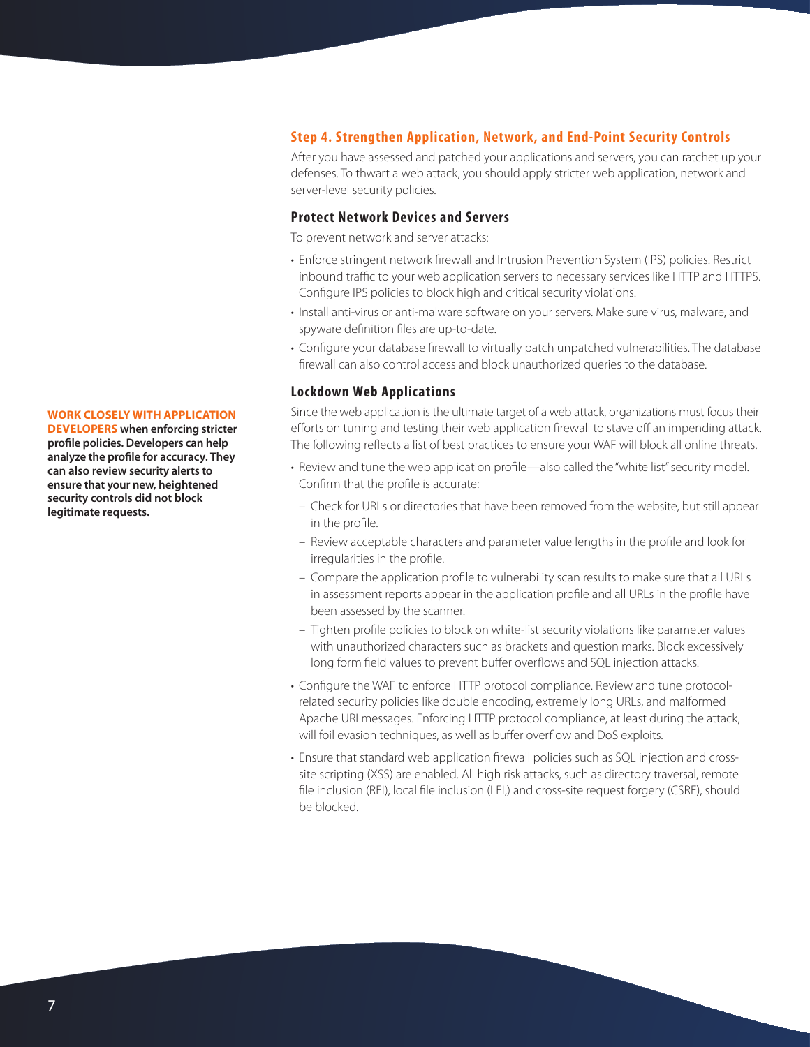## Step 4. Strengthen Application, Network, and End-Point Security Controls

After you have assessed and patched your applications and servers, you can ratchet up your defenses. To thwart a web attack, you should apply stricter web application, network and server-level security policies.

### Protect Network Devices and Servers

To prevent network and server attacks:

- Enforce stringent network firewall and Intrusion Prevention System (IPS) policies. Restrict inbound traffic to your web application servers to necessary services like HTTP and HTTPS. Configure IPS policies to block high and critical security violations.
- Install anti-virus or anti-malware software on your servers. Make sure virus, malware, and spyware definition files are up-to-date.
- Configure your database firewall to virtually patch unpatched vulnerabilities. The database firewall can also control access and block unauthorized queries to the database.

### Lockdown Web Applications

Since the web application is the ultimate target of a web attack, organizations must focus their efforts on tuning and testing their web application firewall to stave off an impending attack. The following reflects a list of best practices to ensure your WAF will block all online threats.

- Review and tune the web application profile—also called the "white list" security model. Confirm that the profile is accurate:
  - Check for URLs or directories that have been removed from the website, but still appear in the profile.
  - Review acceptable characters and parameter value lengths in the profile and look for irregularities in the profile.
  - Compare the application profile to vulnerability scan results to make sure that all URLs in assessment reports appear in the application profile and all URLs in the profile have been assessed by the scanner.
  - Tighten profile policies to block on white-list security violations like parameter values with unauthorized characters such as brackets and question marks. Block excessively long form field values to prevent buffer overflows and SQL injection attacks.
- Configure the WAF to enforce HTTP protocol compliance. Review and tune protocol-related security policies like double encoding, extremely long URLs, and malformed Apache URI messages. Enforcing HTTP protocol compliance, at least during the attack, will foil evasion techniques, as well as buffer overflow and DoS exploits.
- Ensure that standard web application firewall policies such as SQL injection and cross-site scripting (XSS) are enabled. All high risk attacks, such as directory traversal, remote file inclusion (RFI), local file inclusion (LFI,) and cross-site request forgery (CSRF), should be blocked.

**WORK CLOSELY WITH APPLICATION DEVELOPERS when enforcing stricter profile policies. Developers can help analyze the profile for accuracy. They can also review security alerts to ensure that your new, heightened security controls did not block legitimate requests.**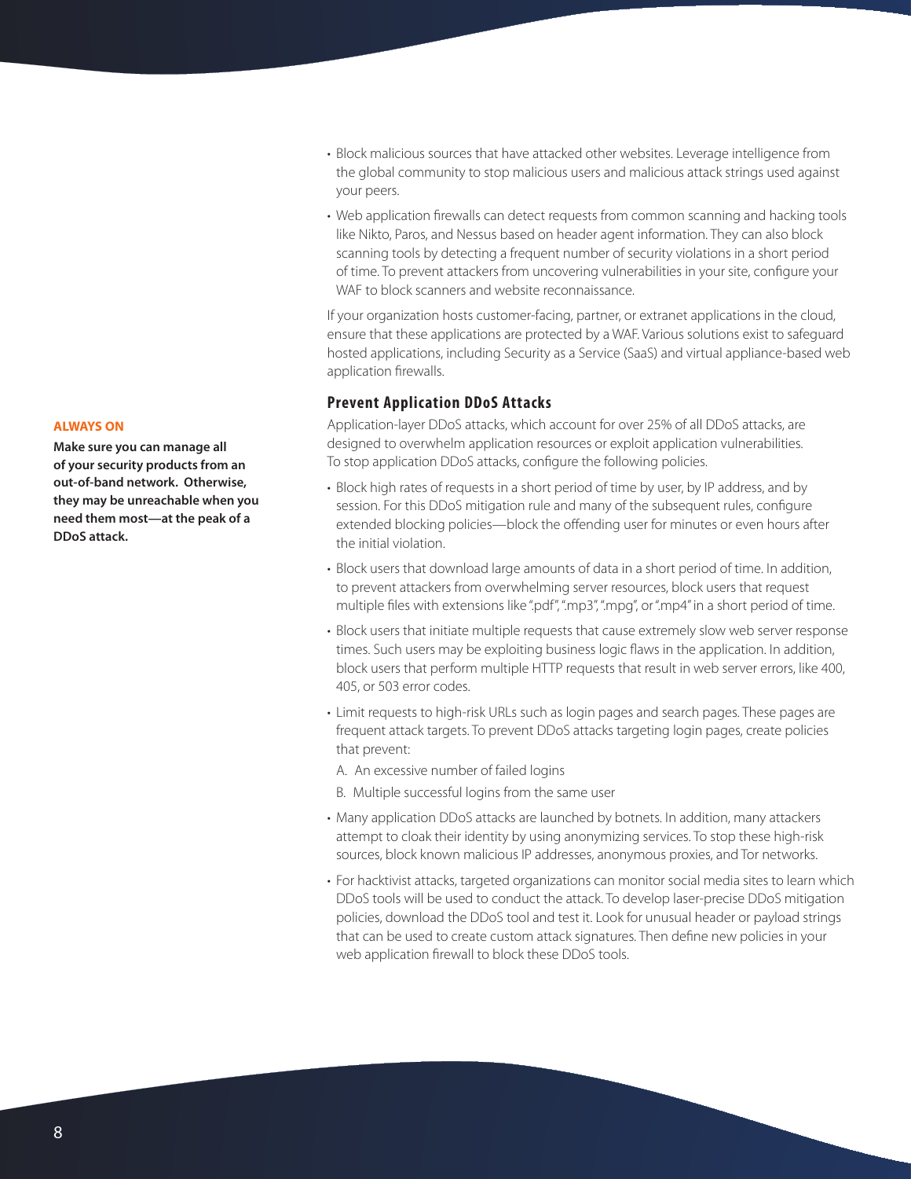- Block malicious sources that have attacked other websites. Leverage intelligence from the global community to stop malicious users and malicious attack strings used against your peers.
- Web application firewalls can detect requests from common scanning and hacking tools like Nikto, Paros, and Nessus based on header agent information. They can also block scanning tools by detecting a frequent number of security violations in a short period of time. To prevent attackers from uncovering vulnerabilities in your site, configure your WAF to block scanners and website reconnaissance.

If your organization hosts customer-facing, partner, or extranet applications in the cloud, ensure that these applications are protected by a WAF. Various solutions exist to safeguard hosted applications, including Security as a Service (SaaS) and virtual appliance-based web application firewalls.

**ALWAYS ON**

**Make sure you can manage all of your security products from an out-of-band network. Otherwise, they may be unreachable when you need them most—at the peak of a DDoS attack.**

### Prevent Application DDoS Attacks

Application-layer DDoS attacks, which account for over 25% of all DDoS attacks, are designed to overwhelm application resources or exploit application vulnerabilities. To stop application DDoS attacks, configure the following policies.

- Block high rates of requests in a short period of time by user, by IP address, and by session. For this DDoS mitigation rule and many of the subsequent rules, configure extended blocking policies—block the offending user for minutes or even hours after the initial violation.
- Block users that download large amounts of data in a short period of time. In addition, to prevent attackers from overwhelming server resources, block users that request multiple files with extensions like ".pdf", ".mp3", ".mpg", or ".mp4" in a short period of time.
- Block users that initiate multiple requests that cause extremely slow web server response times. Such users may be exploiting business logic flaws in the application. In addition, block users that perform multiple HTTP requests that result in web server errors, like 400, 405, or 503 error codes.
- Limit requests to high-risk URLs such as login pages and search pages. These pages are frequent attack targets. To prevent DDoS attacks targeting login pages, create policies that prevent:
  A. An excessive number of failed logins
  B. Multiple successful logins from the same user
- Many application DDoS attacks are launched by botnets. In addition, many attackers attempt to cloak their identity by using anonymizing services. To stop these high-risk sources, block known malicious IP addresses, anonymous proxies, and Tor networks.
- For hacktivist attacks, targeted organizations can monitor social media sites to learn which DDoS tools will be used to conduct the attack. To develop laser-precise DDoS mitigation policies, download the DDoS tool and test it. Look for unusual header or payload strings that can be used to create custom attack signatures. Then define new policies in your web application firewall to block these DDoS tools.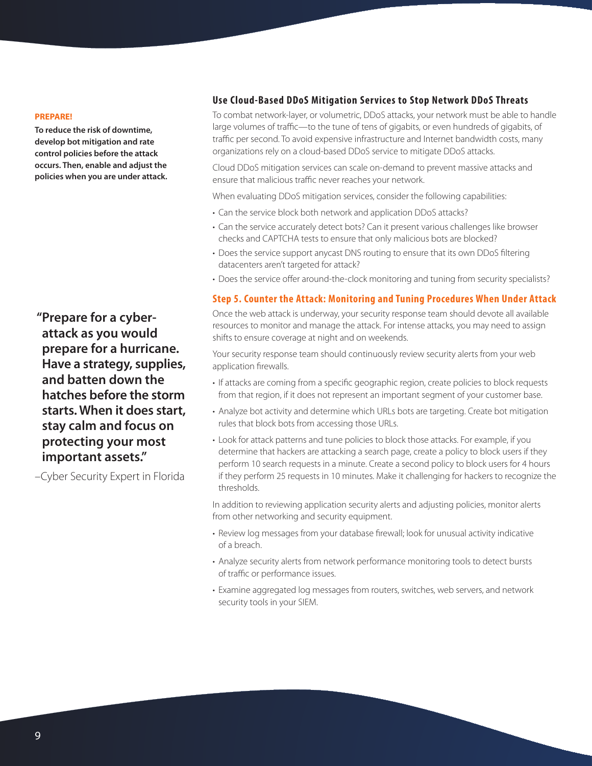**PREPARE!**

**To reduce the risk of downtime, develop bot mitigation and rate control policies before the attack occurs. Then, enable and adjust the policies when you are under attack.**

### Use Cloud-Based DDoS Mitigation Services to Stop Network DDoS Threats

To combat network-layer, or volumetric, DDoS attacks, your network must be able to handle large volumes of traffic—to the tune of tens of gigabits, or even hundreds of gigabits, of traffic per second. To avoid expensive infrastructure and Internet bandwidth costs, many organizations rely on a cloud-based DDoS service to mitigate DDoS attacks.

Cloud DDoS mitigation services can scale on-demand to prevent massive attacks and ensure that malicious traffic never reaches your network.

When evaluating DDoS mitigation services, consider the following capabilities:

- Can the service block both network and application DDoS attacks?
- Can the service accurately detect bots? Can it present various challenges like browser checks and CAPTCHA tests to ensure that only malicious bots are blocked?
- Does the service support anycast DNS routing to ensure that its own DDoS filtering datacenters aren't targeted for attack?
- Does the service offer around-the-clock monitoring and tuning from security specialists?

## Step 5. Counter the Attack: Monitoring and Tuning Procedures When Under Attack

Once the web attack is underway, your security response team should devote all available resources to monitor and manage the attack. For intense attacks, you may need to assign shifts to ensure coverage at night and on weekends.

Your security response team should continuously review security alerts from your web application firewalls.

- If attacks are coming from a specific geographic region, create policies to block requests from that region, if it does not represent an important segment of your customer base.
- Analyze bot activity and determine which URLs bots are targeting. Create bot mitigation rules that block bots from accessing those URLs.
- Look for attack patterns and tune policies to block those attacks. For example, if you determine that hackers are attacking a search page, create a policy to block users if they perform 10 search requests in a minute. Create a second policy to block users for 4 hours if they perform 25 requests in 10 minutes. Make it challenging for hackers to recognize the thresholds.

In addition to reviewing application security alerts and adjusting policies, monitor alerts from other networking and security equipment.

- Review log messages from your database firewall; look for unusual activity indicative of a breach.
- Analyze security alerts from network performance monitoring tools to detect bursts of traffic or performance issues.
- Examine aggregated log messages from routers, switches, web servers, and network security tools in your SIEM.

> **"Prepare for a cyber-attack as you would prepare for a hurricane. Have a strategy, supplies, and batten down the hatches before the storm starts. When it does start, stay calm and focus on protecting your most important assets."**
>
> –Cyber Security Expert in Florida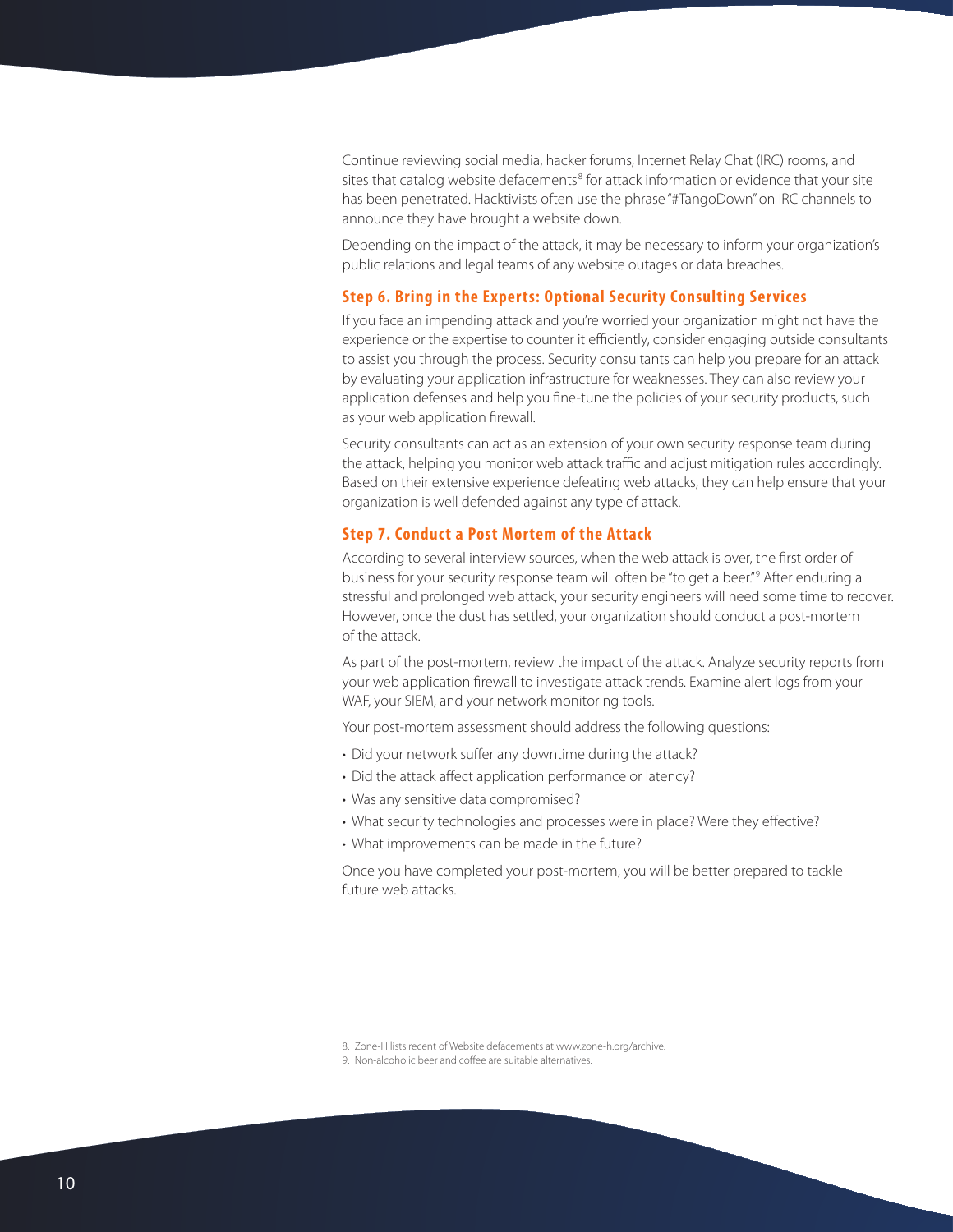Continue reviewing social media, hacker forums, Internet Relay Chat (IRC) rooms, and sites that catalog website defacements[8] for attack information or evidence that your site has been penetrated. Hacktivists often use the phrase "#TangoDown" on IRC channels to announce they have brought a website down.

Depending on the impact of the attack, it may be necessary to inform your organization's public relations and legal teams of any website outages or data breaches.

### Step 6. Bring in the Experts: Optional Security Consulting Services

If you face an impending attack and you're worried your organization might not have the experience or the expertise to counter it efficiently, consider engaging outside consultants to assist you through the process. Security consultants can help you prepare for an attack by evaluating your application infrastructure for weaknesses. They can also review your application defenses and help you fine-tune the policies of your security products, such as your web application firewall.

Security consultants can act as an extension of your own security response team during the attack, helping you monitor web attack traffic and adjust mitigation rules accordingly. Based on their extensive experience defeating web attacks, they can help ensure that your organization is well defended against any type of attack.

### Step 7. Conduct a Post Mortem of the Attack

According to several interview sources, when the web attack is over, the first order of business for your security response team will often be "to get a beer."[9] After enduring a stressful and prolonged web attack, your security engineers will need some time to recover. However, once the dust has settled, your organization should conduct a post-mortem of the attack.

As part of the post-mortem, review the impact of the attack. Analyze security reports from your web application firewall to investigate attack trends. Examine alert logs from your WAF, your SIEM, and your network monitoring tools.

Your post-mortem assessment should address the following questions:

- Did your network suffer any downtime during the attack?
- Did the attack affect application performance or latency?
- Was any sensitive data compromised?
- What security technologies and processes were in place? Were they effective?
- What improvements can be made in the future?

Once you have completed your post-mortem, you will be better prepared to tackle future web attacks.

8. Zone-H lists recent of Website defacements at www.zone-h.org/archive.

9. Non-alcoholic beer and coffee are suitable alternatives.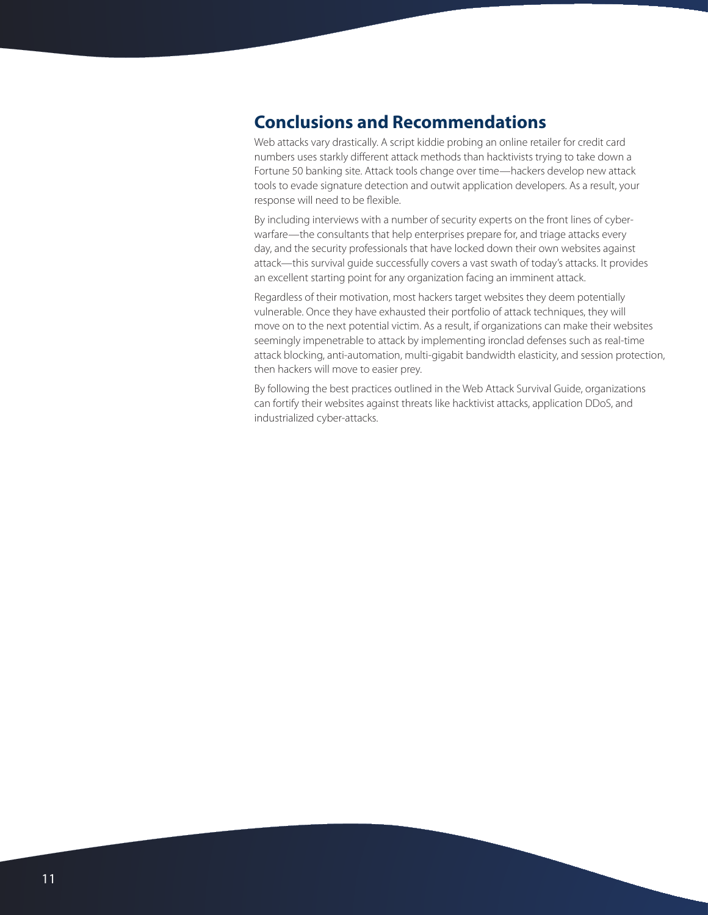## Conclusions and Recommendations

Web attacks vary drastically. A script kiddie probing an online retailer for credit card numbers uses starkly different attack methods than hacktivists trying to take down a Fortune 50 banking site. Attack tools change over time—hackers develop new attack tools to evade signature detection and outwit application developers. As a result, your response will need to be flexible.

By including interviews with a number of security experts on the front lines of cyber-warfare—the consultants that help enterprises prepare for, and triage attacks every day, and the security professionals that have locked down their own websites against attack—this survival guide successfully covers a vast swath of today's attacks. It provides an excellent starting point for any organization facing an imminent attack.

Regardless of their motivation, most hackers target websites they deem potentially vulnerable. Once they have exhausted their portfolio of attack techniques, they will move on to the next potential victim. As a result, if organizations can make their websites seemingly impenetrable to attack by implementing ironclad defenses such as real-time attack blocking, anti-automation, multi-gigabit bandwidth elasticity, and session protection, then hackers will move to easier prey.

By following the best practices outlined in the Web Attack Survival Guide, organizations can fortify their websites against threats like hacktivist attacks, application DDoS, and industrialized cyber-attacks.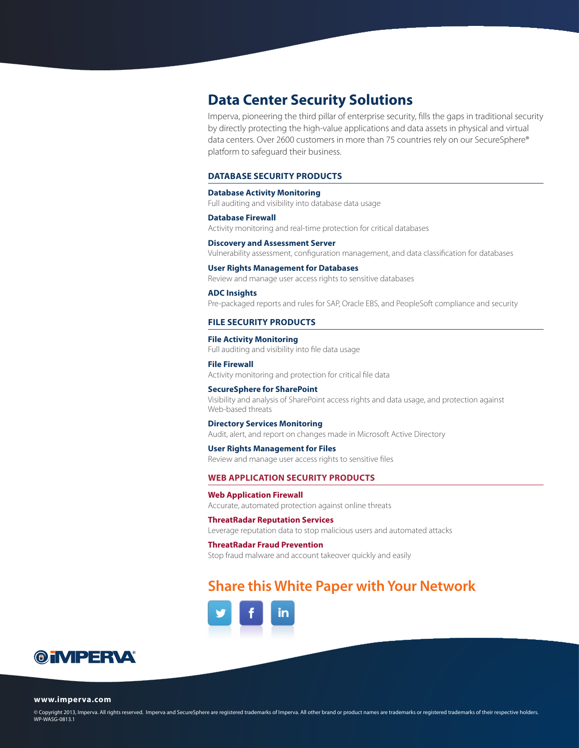# Data Center Security Solutions

Imperva, pioneering the third pillar of enterprise security, fills the gaps in traditional security by directly protecting the high-value applications and data assets in physical and virtual data centers. Over 2600 customers in more than 75 countries rely on our SecureSphere® platform to safeguard their business.

## DATABASE SECURITY PRODUCTS

**Database Activity Monitoring**
Full auditing and visibility into database data usage

**Database Firewall**
Activity monitoring and real-time protection for critical databases

**Discovery and Assessment Server**
Vulnerability assessment, configuration management, and data classification for databases

**User Rights Management for Databases**
Review and manage user access rights to sensitive databases

**ADC Insights**
Pre-packaged reports and rules for SAP, Oracle EBS, and PeopleSoft compliance and security

## FILE SECURITY PRODUCTS

**File Activity Monitoring**
Full auditing and visibility into file data usage

**File Firewall**
Activity monitoring and protection for critical file data

**SecureSphere for SharePoint**
Visibility and analysis of SharePoint access rights and data usage, and protection against Web-based threats

**Directory Services Monitoring**
Audit, alert, and report on changes made in Microsoft Active Directory

**User Rights Management for Files**
Review and manage user access rights to sensitive files

## WEB APPLICATION SECURITY PRODUCTS

**Web Application Firewall**
Accurate, automated protection against online threats

**ThreatRadar Reputation Services**
Leverage reputation data to stop malicious users and automated attacks

**ThreatRadar Fraud Prevention**
Stop fraud malware and account takeover quickly and easily

## Share this White Paper with Your Network

IMPERVA®

**www.imperva.com**

© Copyright 2013, Imperva. All rights reserved. Imperva and SecureSphere are registered trademarks of Imperva. All other brand or product names are trademarks or registered trademarks of their respective holders.
WP-WASG-0813.1